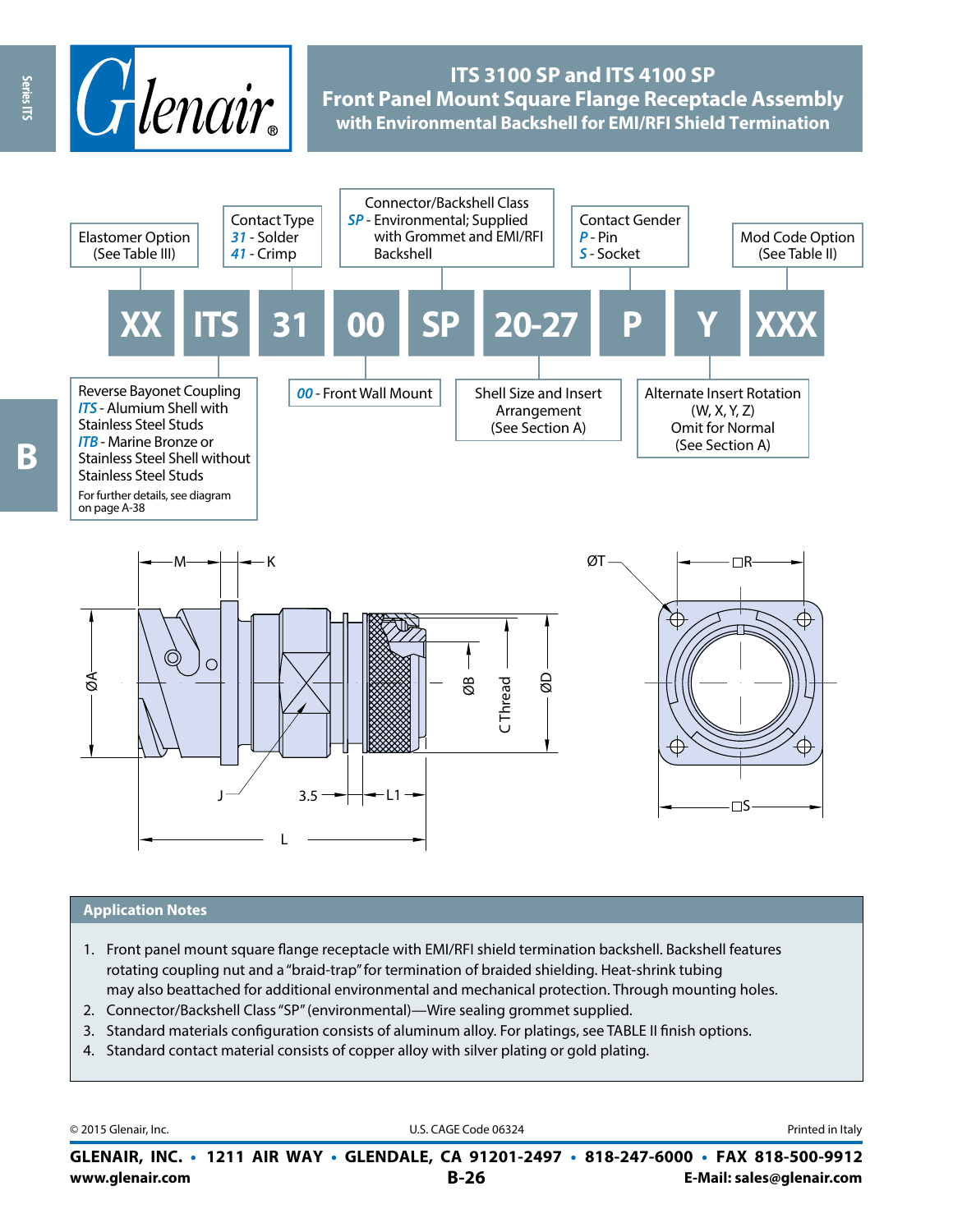# ITS 3100 SP and ITS 4100 SP

## Front Panel Mount Square Flange Receptacle Assembly

### with Environmental Backshell for EMI/RFI Shield Termination

**XX ITS 31 00 SP 20-27 P Y XXX**

- **XX** – Elastomer Option (See Table III)
- **ITS** – Reverse Bayonet Coupling
  - *ITS* - Alumium Shell with Stainless Steel Studs
  - *ITB* - Marine Bronze or Stainless Steel Shell without Stainless Steel Studs
  - For further details, see diagram on page A-38
- **31** – Contact Type
  - *31* - Solder
  - *41* - Crimp
- **00** – *00* - Front Wall Mount
- **SP** – Connector/Backshell Class
  - *SP* - Environmental; Supplied with Grommet and EMI/RFI Backshell
- **20-27** – Shell Size and Insert Arrangement (See Section A)
- **P** – Contact Gender
  - *P* - Pin
  - *S* - Socket
- **Y** – Alternate Insert Rotation (W, X, Y, Z) Omit for Normal (See Section A)
- **XXX** – Mod Code Option (See Table II)

M, K, ØA, ØB, C Thread, ØD, J, 3.5, L1, L, ØT, □R, □S

## Application Notes

1. Front panel mount square flange receptacle with EMI/RFI shield termination backshell. Backshell features rotating coupling nut and a "braid-trap" for termination of braided shielding. Heat-shrink tubing may also beattached for additional environmental and mechanical protection. Through mounting holes.
2. Connector/Backshell Class "SP" (environmental)—Wire sealing grommet supplied.
3. Standard materials configuration consists of aluminum alloy. For platings, see TABLE II finish options.
4. Standard contact material consists of copper alloy with silver plating or gold plating.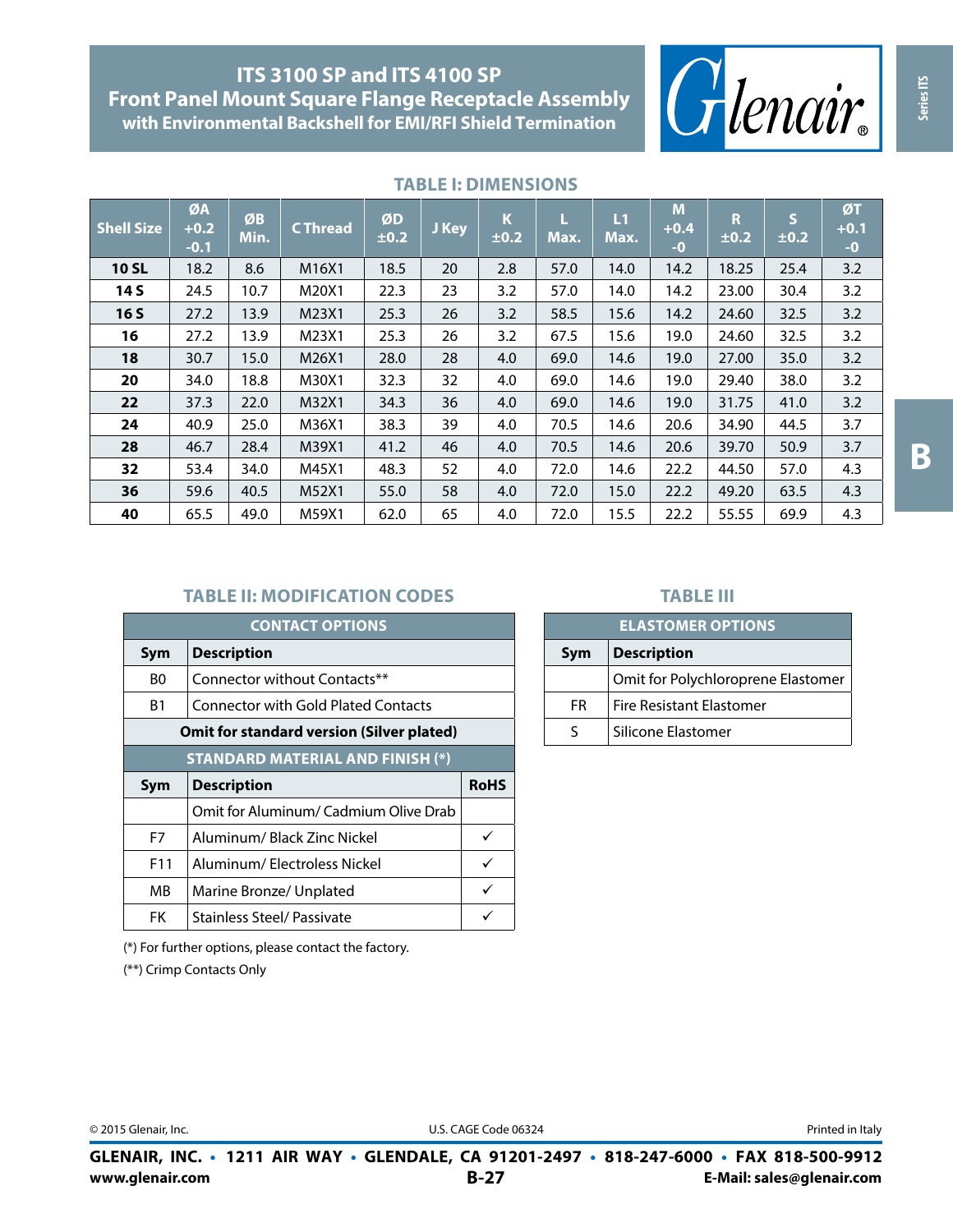# ITS 3100 SP and ITS 4100 SP
## Front Panel Mount Square Flange Receptacle Assembly
### with Environmental Backshell for EMI/RFI Shield Termination

Glenair.

Series ITS

B

## TABLE I: DIMENSIONS

| Shell Size | ØA +0.2 -0.1 | ØB Min. | C Thread | ØD ±0.2 | J Key | K ±0.2 | L Max. | L1 Max. | M +0.4 -0 | R ±0.2 | S ±0.2 | ØT +0.1 -0 |
|---|---|---|---|---|---|---|---|---|---|---|---|---|
| **10 SL** | 18.2 | 8.6 | M16X1 | 18.5 | 20 | 2.8 | 57.0 | 14.0 | 14.2 | 18.25 | 25.4 | 3.2 |
| **14 S** | 24.5 | 10.7 | M20X1 | 22.3 | 23 | 3.2 | 57.0 | 14.0 | 14.2 | 23.00 | 30.4 | 3.2 |
| **16 S** | 27.2 | 13.9 | M23X1 | 25.3 | 26 | 3.2 | 58.5 | 15.6 | 14.2 | 24.60 | 32.5 | 3.2 |
| **16** | 27.2 | 13.9 | M23X1 | 25.3 | 26 | 3.2 | 67.5 | 15.6 | 19.0 | 24.60 | 32.5 | 3.2 |
| **18** | 30.7 | 15.0 | M26X1 | 28.0 | 28 | 4.0 | 69.0 | 14.6 | 19.0 | 27.00 | 35.0 | 3.2 |
| **20** | 34.0 | 18.8 | M30X1 | 32.3 | 32 | 4.0 | 69.0 | 14.6 | 19.0 | 29.40 | 38.0 | 3.2 |
| **22** | 37.3 | 22.0 | M32X1 | 34.3 | 36 | 4.0 | 69.0 | 14.6 | 19.0 | 31.75 | 41.0 | 3.2 |
| **24** | 40.9 | 25.0 | M36X1 | 38.3 | 39 | 4.0 | 70.5 | 14.6 | 20.6 | 34.90 | 44.5 | 3.7 |
| **28** | 46.7 | 28.4 | M39X1 | 41.2 | 46 | 4.0 | 70.5 | 14.6 | 20.6 | 39.70 | 50.9 | 3.7 |
| **32** | 53.4 | 34.0 | M45X1 | 48.3 | 52 | 4.0 | 72.0 | 14.6 | 22.2 | 44.50 | 57.0 | 4.3 |
| **36** | 59.6 | 40.5 | M52X1 | 55.0 | 58 | 4.0 | 72.0 | 15.0 | 22.2 | 49.20 | 63.5 | 4.3 |
| **40** | 65.5 | 49.0 | M59X1 | 62.0 | 65 | 4.0 | 72.0 | 15.5 | 22.2 | 55.55 | 69.9 | 4.3 |

## TABLE II: MODIFICATION CODES

| CONTACT OPTIONS | | |
|---|---|---|
| **Sym** | **Description** | |
| B0 | Connector without Contacts** | |
| B1 | Connector with Gold Plated Contacts | |
| **Omit for standard version (Silver plated)** | | |
| **STANDARD MATERIAL AND FINISH (*)** | | |
| **Sym** | **Description** | **RoHS** |
| | Omit for Aluminum/ Cadmium Olive Drab | |
| F7 | Aluminum/ Black Zinc Nickel | ✓ |
| F11 | Aluminum/ Electroless Nickel | ✓ |
| MB | Marine Bronze/ Unplated | ✓ |
| FK | Stainless Steel/ Passivate | ✓ |

(*) For further options, please contact the factory.

(**) Crimp Contacts Only

## TABLE III

| ELASTOMER OPTIONS | |
|---|---|
| **Sym** | **Description** |
| | Omit for Polychloroprene Elastomer |
| FR | Fire Resistant Elastomer |
| S | Silicone Elastomer |

© 2015 Glenair, Inc. U.S. CAGE Code 06324 Printed in Italy

**GLENAIR, INC. • 1211 AIR WAY • GLENDALE, CA 91201-2497 • 818-247-6000 • FAX 818-500-9912**

**www.glenair.com** **B-27** **E-Mail: sales@glenair.com**